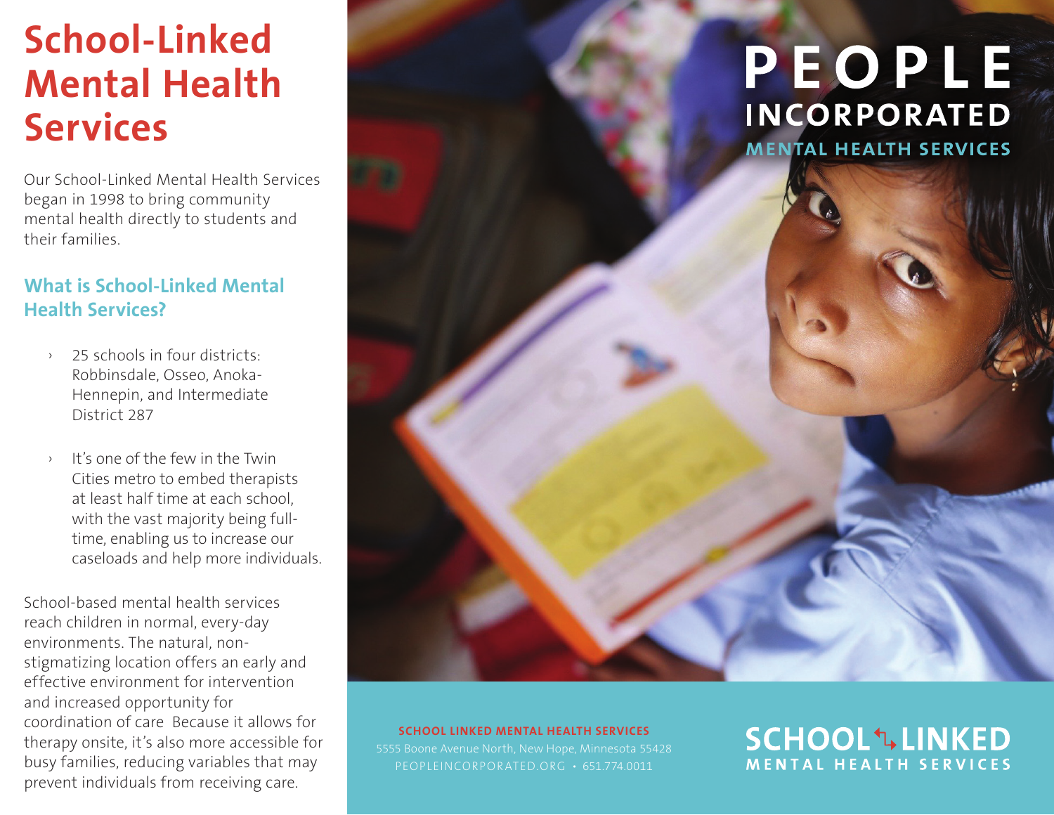# School-Linked Mental Health Services

Our School-Linked Mental Health Services began in 1998 to bring community mental health directly to students and their families.

## What is School-Linked Mental Health Services?

- 25 schools in four districts: Robbinsdale, Osseo, Anoka-Hennepin, and Intermediate District 287
- It's one of the few in the Twin Cities metro to embed therapists at least half time at each school, with the vast majority being full-time, enabling us to increase our caseloads and help more individuals.

School-based mental health services reach children in normal, every-day environments. The natural, non-stigmatizing location offers an early and effective environment for intervention and increased opportunity for coordination of care Because it allows for therapy onsite, it's also more accessible for busy families, reducing variables that may prevent individuals from receiving care.

PEOPLE INCORPORATED
MENTAL HEALTH SERVICES

**SCHOOL LINKED MENTAL HEALTH SERVICES**
5555 Boone Avenue North, New Hope, Minnesota 55428
PEOPLEINCORPORATED.ORG • 651.774.0011

SCHOOL LINKED
MENTAL HEALTH SERVICES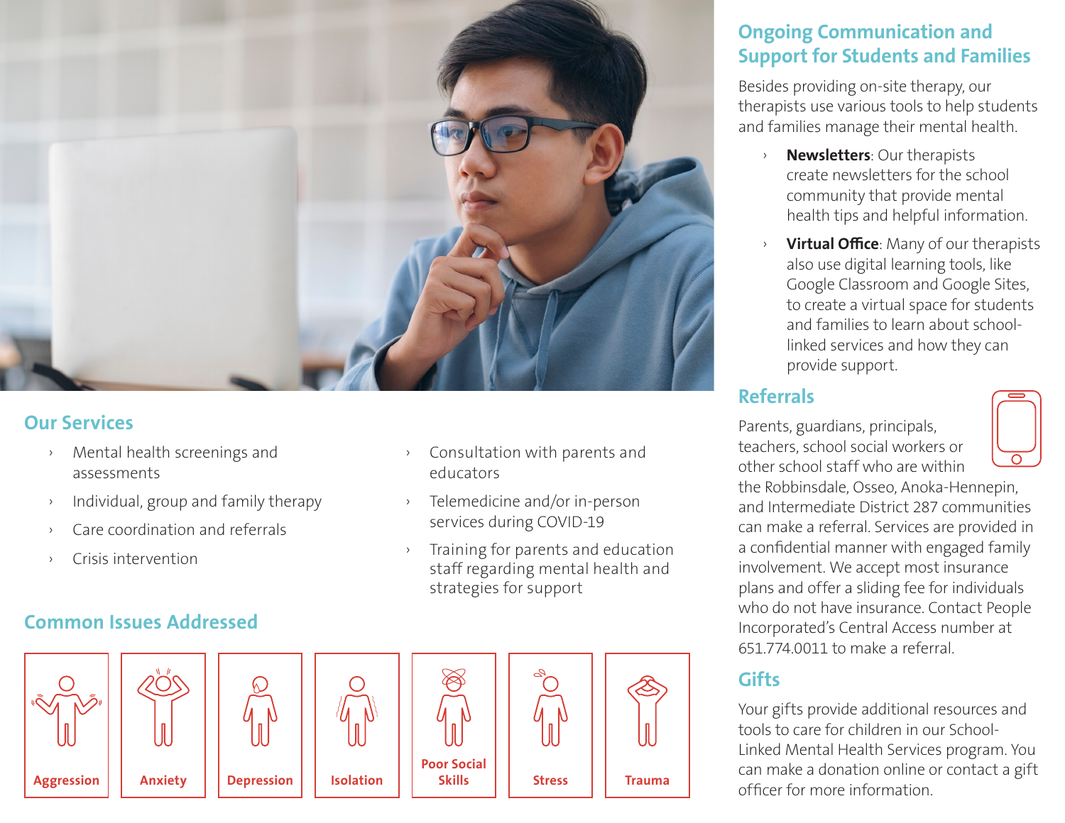## Our Services

- Mental health screenings and assessments
- Individual, group and family therapy
- Care coordination and referrals
- Crisis intervention
- Consultation with parents and educators
- Telemedicine and/or in-person services during COVID-19
- Training for parents and education staff regarding mental health and strategies for support

## Common Issues Addressed

- Aggression
- Anxiety
- Depression
- Isolation
- Poor Social Skills
- Stress
- Trauma

## Ongoing Communication and Support for Students and Families

Besides providing on-site therapy, our therapists use various tools to help students and families manage their mental health.

- **Newsletters**: Our therapists create newsletters for the school community that provide mental health tips and helpful information.
- **Virtual Office**: Many of our therapists also use digital learning tools, like Google Classroom and Google Sites, to create a virtual space for students and families to learn about school-linked services and how they can provide support.

## Referrals

Parents, guardians, principals, teachers, school social workers or other school staff who are within the Robbinsdale, Osseo, Anoka-Hennepin, and Intermediate District 287 communities can make a referral. Services are provided in a confidential manner with engaged family involvement. We accept most insurance plans and offer a sliding fee for individuals who do not have insurance. Contact People Incorporated's Central Access number at 651.774.0011 to make a referral.

## Gifts

Your gifts provide additional resources and tools to care for children in our School-Linked Mental Health Services program. You can make a donation online or contact a gift officer for more information.